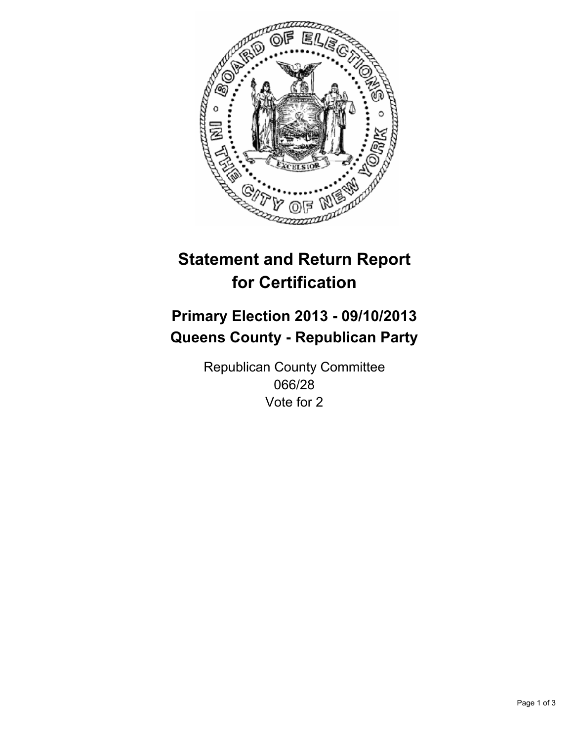# Statement and Return Report for Certification

## Primary Election 2013 - 09/10/2013
## Queens County - Republican Party

Republican County Committee
066/28
Vote for 2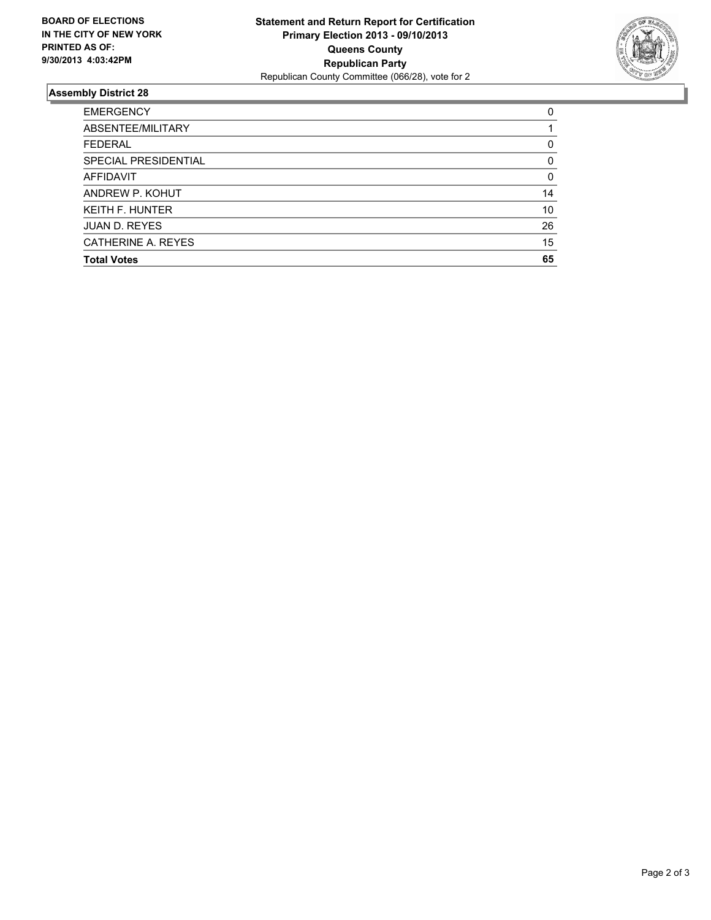**BOARD OF ELECTIONS IN THE CITY OF NEW YORK PRINTED AS OF: 9/30/2013 4:03:42PM**

**Statement and Return Report for Certification**
**Primary Election 2013 - 09/10/2013**
**Queens County**
**Republican Party**
Republican County Committee (066/28), vote for 2

## Assembly District 28

| | |
|---|---|
| EMERGENCY | 0 |
| ABSENTEE/MILITARY | 1 |
| FEDERAL | 0 |
| SPECIAL PRESIDENTIAL | 0 |
| AFFIDAVIT | 0 |
| ANDREW P. KOHUT | 14 |
| KEITH F. HUNTER | 10 |
| JUAN D. REYES | 26 |
| CATHERINE A. REYES | 15 |
| **Total Votes** | **65** |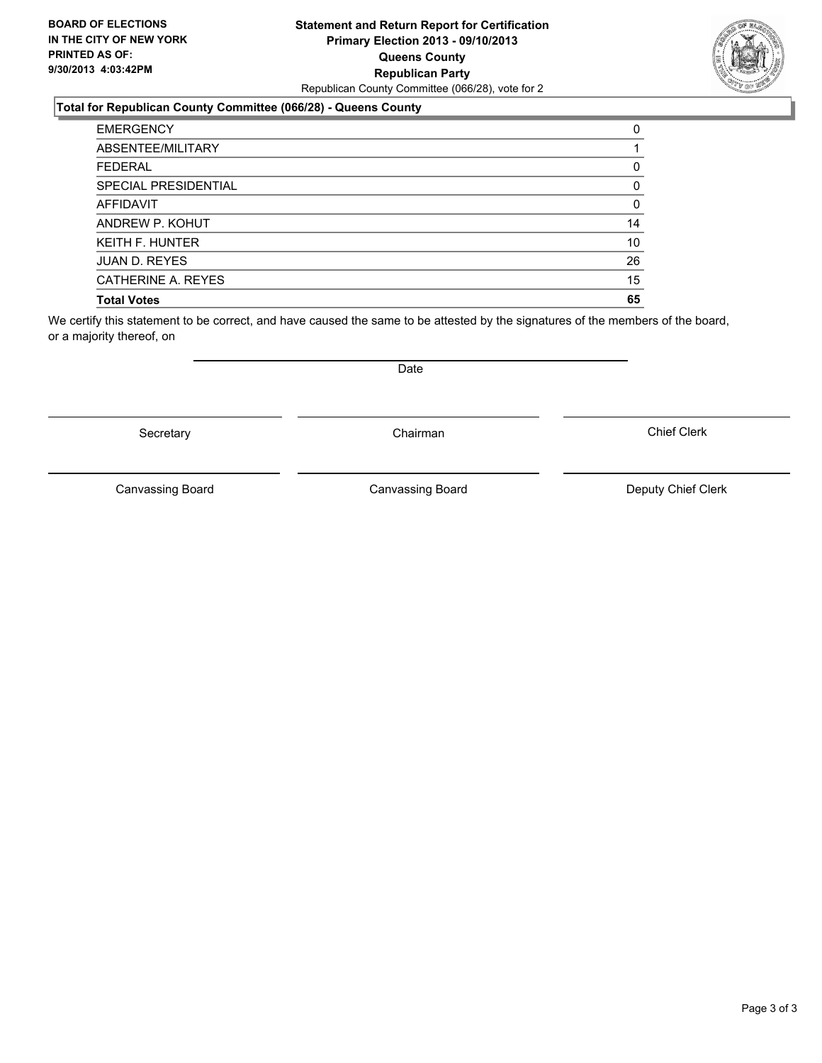**BOARD OF ELECTIONS IN THE CITY OF NEW YORK PRINTED AS OF: 9/30/2013 4:03:42PM**

**Statement and Return Report for Certification**
**Primary Election 2013 - 09/10/2013**
**Queens County**
**Republican Party**
Republican County Committee (066/28), vote for 2

### Total for Republican County Committee (066/28) - Queens County

| | |
|---|---|
| EMERGENCY | 0 |
| ABSENTEE/MILITARY | 1 |
| FEDERAL | 0 |
| SPECIAL PRESIDENTIAL | 0 |
| AFFIDAVIT | 0 |
| ANDREW P. KOHUT | 14 |
| KEITH F. HUNTER | 10 |
| JUAN D. REYES | 26 |
| CATHERINE A. REYES | 15 |
| **Total Votes** | **65** |

We certify this statement to be correct, and have caused the same to be attested by the signatures of the members of the board, or a majority thereof, on

Date

Secretary

Chairman

Chief Clerk

Canvassing Board

Canvassing Board

Deputy Chief Clerk